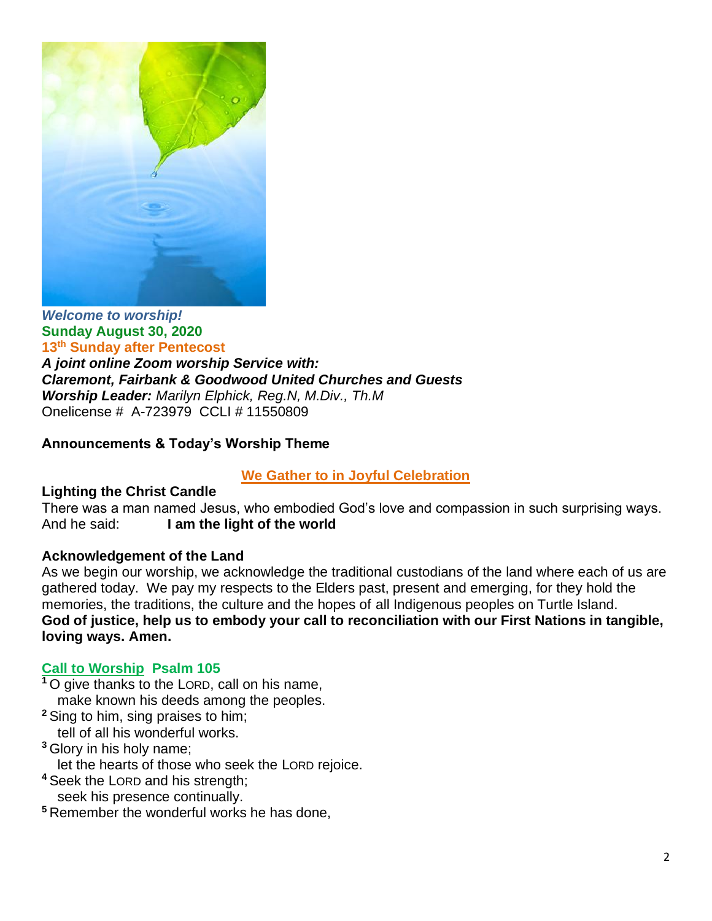*Welcome to worship!*
**Sunday August 30, 2020**
**13th Sunday after Pentecost**
***A joint online Zoom worship Service with:***
***Claremont, Fairbank & Goodwood United Churches and Guests***
***Worship Leader:*** *Marilyn Elphick, Reg.N, M.Div., Th.M*
Onelicense # A-723979 CCLI # 11550809

**Announcements & Today's Worship Theme**

## We Gather to in Joyful Celebration

**Lighting the Christ Candle**
There was a man named Jesus, who embodied God's love and compassion in such surprising ways.
And he said: **I am the light of the world**

**Acknowledgement of the Land**
As we begin our worship, we acknowledge the traditional custodians of the land where each of us are gathered today. We pay my respects to the Elders past, present and emerging, for they hold the memories, the traditions, the culture and the hopes of all Indigenous peoples on Turtle Island.
**God of justice, help us to embody your call to reconciliation with our First Nations in tangible, loving ways. Amen.**

**Call to Worship Psalm 105**
1 O give thanks to the LORD, call on his name,
  make known his deeds among the peoples.
2 Sing to him, sing praises to him;
  tell of all his wonderful works.
3 Glory in his holy name;
  let the hearts of those who seek the LORD rejoice.
4 Seek the LORD and his strength;
  seek his presence continually.
5 Remember the wonderful works he has done,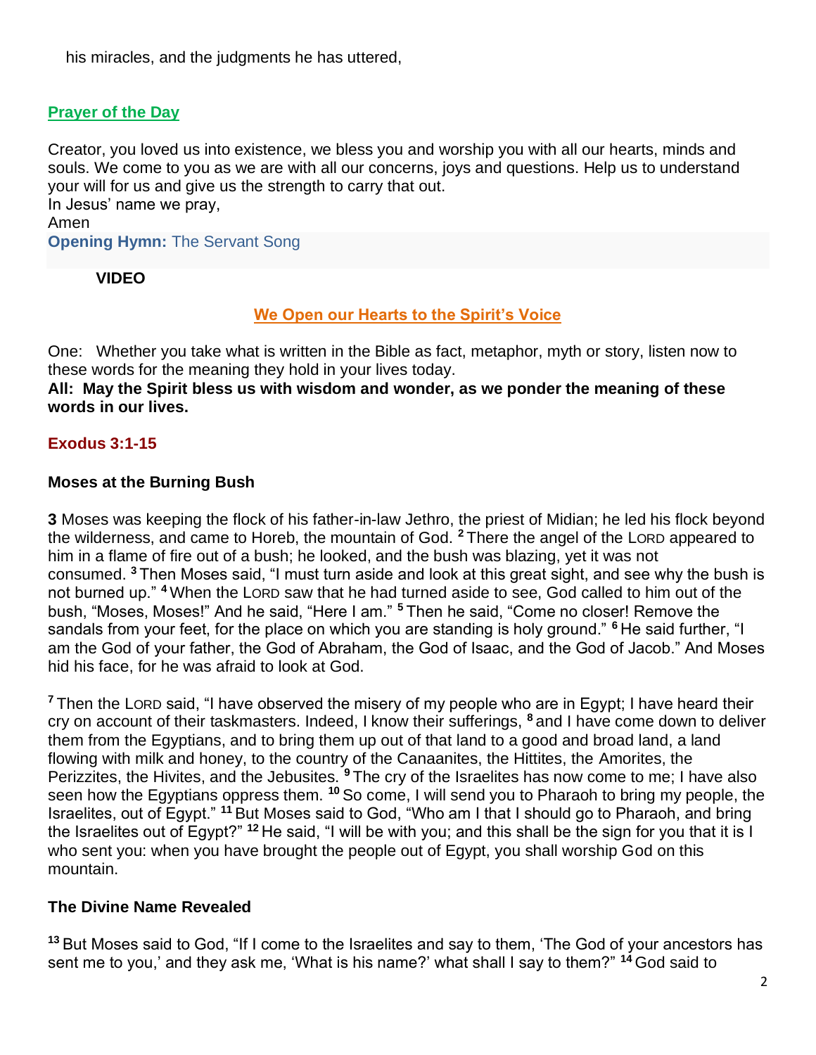his miracles, and the judgments he has uttered,

**Prayer of the Day**

Creator, you loved us into existence, we bless you and worship you with all our hearts, minds and souls. We come to you as we are with all our concerns, joys and questions. Help us to understand your will for us and give us the strength to carry that out.
In Jesus' name we pray,
Amen

**Opening Hymn:** The Servant Song

**VIDEO**

## We Open our Hearts to the Spirit's Voice

One: Whether you take what is written in the Bible as fact, metaphor, myth or story, listen now to these words for the meaning they hold in your lives today.
**All: May the Spirit bless us with wisdom and wonder, as we ponder the meaning of these words in our lives.**

### Exodus 3:1-15

#### Moses at the Burning Bush

**3** Moses was keeping the flock of his father-in-law Jethro, the priest of Midian; he led his flock beyond the wilderness, and came to Horeb, the mountain of God. [2] There the angel of the LORD appeared to him in a flame of fire out of a bush; he looked, and the bush was blazing, yet it was not consumed. [3] Then Moses said, "I must turn aside and look at this great sight, and see why the bush is not burned up." [4] When the LORD saw that he had turned aside to see, God called to him out of the bush, "Moses, Moses!" And he said, "Here I am." [5] Then he said, "Come no closer! Remove the sandals from your feet, for the place on which you are standing is holy ground." [6] He said further, "I am the God of your father, the God of Abraham, the God of Isaac, and the God of Jacob." And Moses hid his face, for he was afraid to look at God.

[7] Then the LORD said, "I have observed the misery of my people who are in Egypt; I have heard their cry on account of their taskmasters. Indeed, I know their sufferings, [8] and I have come down to deliver them from the Egyptians, and to bring them up out of that land to a good and broad land, a land flowing with milk and honey, to the country of the Canaanites, the Hittites, the Amorites, the Perizzites, the Hivites, and the Jebusites. [9] The cry of the Israelites has now come to me; I have also seen how the Egyptians oppress them. [10] So come, I will send you to Pharaoh to bring my people, the Israelites, out of Egypt." [11] But Moses said to God, "Who am I that I should go to Pharaoh, and bring the Israelites out of Egypt?" [12] He said, "I will be with you; and this shall be the sign for you that it is I who sent you: when you have brought the people out of Egypt, you shall worship God on this mountain.

#### The Divine Name Revealed

[13] But Moses said to God, "If I come to the Israelites and say to them, 'The God of your ancestors has sent me to you,' and they ask me, 'What is his name?' what shall I say to them?" [14] God said to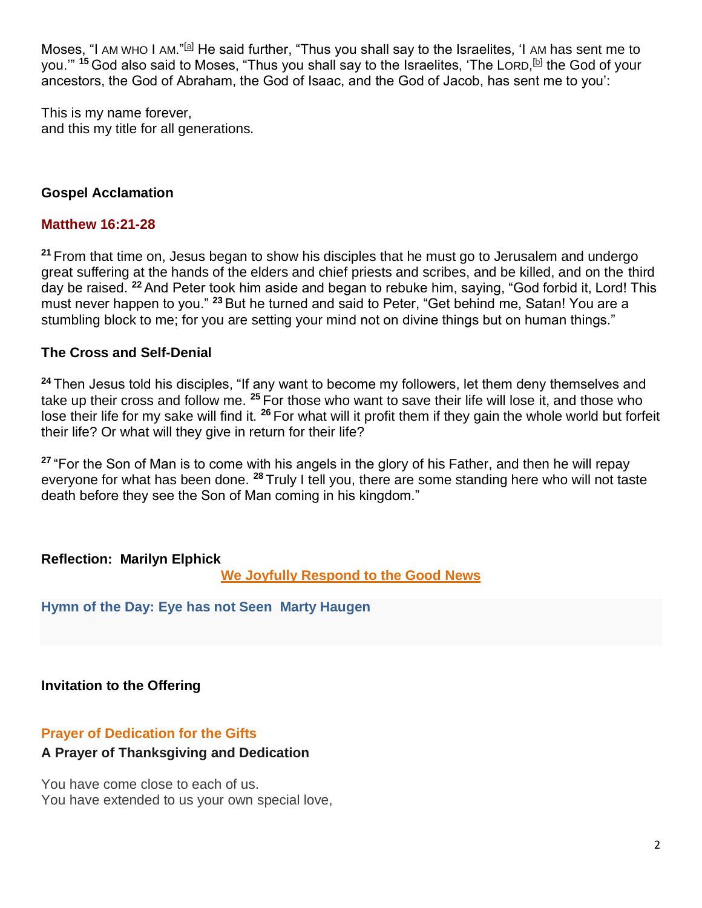Moses, "I AM WHO I AM."[a] He said further, "Thus you shall say to the Israelites, 'I AM has sent me to you.'" [15] God also said to Moses, "Thus you shall say to the Israelites, 'The LORD,[b] the God of your ancestors, the God of Abraham, the God of Isaac, and the God of Jacob, has sent me to you':

This is my name forever,
and this my title for all generations.

**Gospel Acclamation**

**Matthew 16:21-28**

[21] From that time on, Jesus began to show his disciples that he must go to Jerusalem and undergo great suffering at the hands of the elders and chief priests and scribes, and be killed, and on the third day be raised. [22] And Peter took him aside and began to rebuke him, saying, "God forbid it, Lord! This must never happen to you." [23] But he turned and said to Peter, "Get behind me, Satan! You are a stumbling block to me; for you are setting your mind not on divine things but on human things."

**The Cross and Self-Denial**

[24] Then Jesus told his disciples, "If any want to become my followers, let them deny themselves and take up their cross and follow me. [25] For those who want to save their life will lose it, and those who lose their life for my sake will find it. [26] For what will it profit them if they gain the whole world but forfeit their life? Or what will they give in return for their life?

[27] "For the Son of Man is to come with his angels in the glory of his Father, and then he will repay everyone for what has been done. [28] Truly I tell you, there are some standing here who will not taste death before they see the Son of Man coming in his kingdom."

**Reflection: Marilyn Elphick**

**We Joyfully Respond to the Good News**

**Hymn of the Day: Eye has not Seen Marty Haugen**

**Invitation to the Offering**

**Prayer of Dedication for the Gifts**

**A Prayer of Thanksgiving and Dedication**

You have come close to each of us.
You have extended to us your own special love,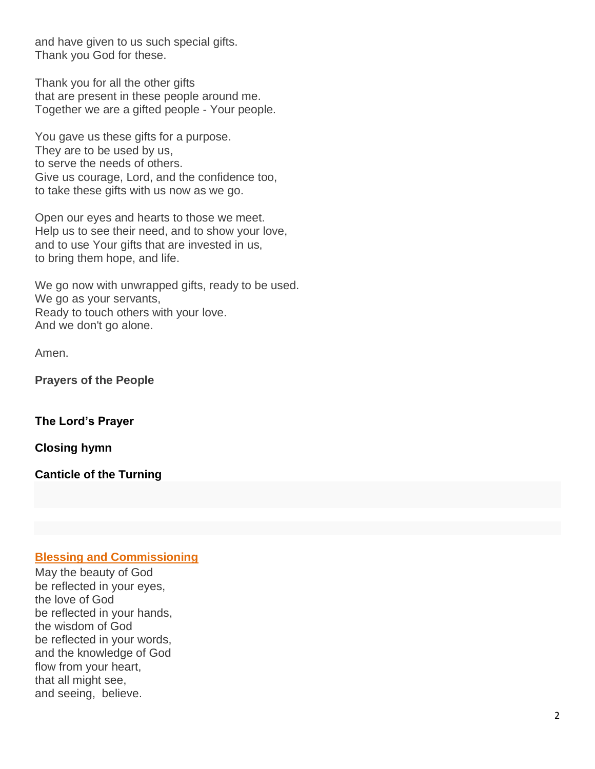and have given to us such special gifts.
Thank you God for these.

Thank you for all the other gifts
that are present in these people around me.
Together we are a gifted people - Your people.

You gave us these gifts for a purpose.
They are to be used by us,
to serve the needs of others.
Give us courage, Lord, and the confidence too,
to take these gifts with us now as we go.

Open our eyes and hearts to those we meet.
Help us to see their need, and to show your love,
and to use Your gifts that are invested in us,
to bring them hope, and life.

We go now with unwrapped gifts, ready to be used.
We go as your servants,
Ready to touch others with your love.
And we don't go alone.

Amen.

**Prayers of the People**

**The Lord's Prayer**

**Closing hymn**

**Canticle of the Turning**

**Blessing and Commissioning**

May the beauty of God
be reflected in your eyes,
the love of God
be reflected in your hands,
the wisdom of God
be reflected in your words,
and the knowledge of God
flow from your heart,
that all might see,
and seeing, believe.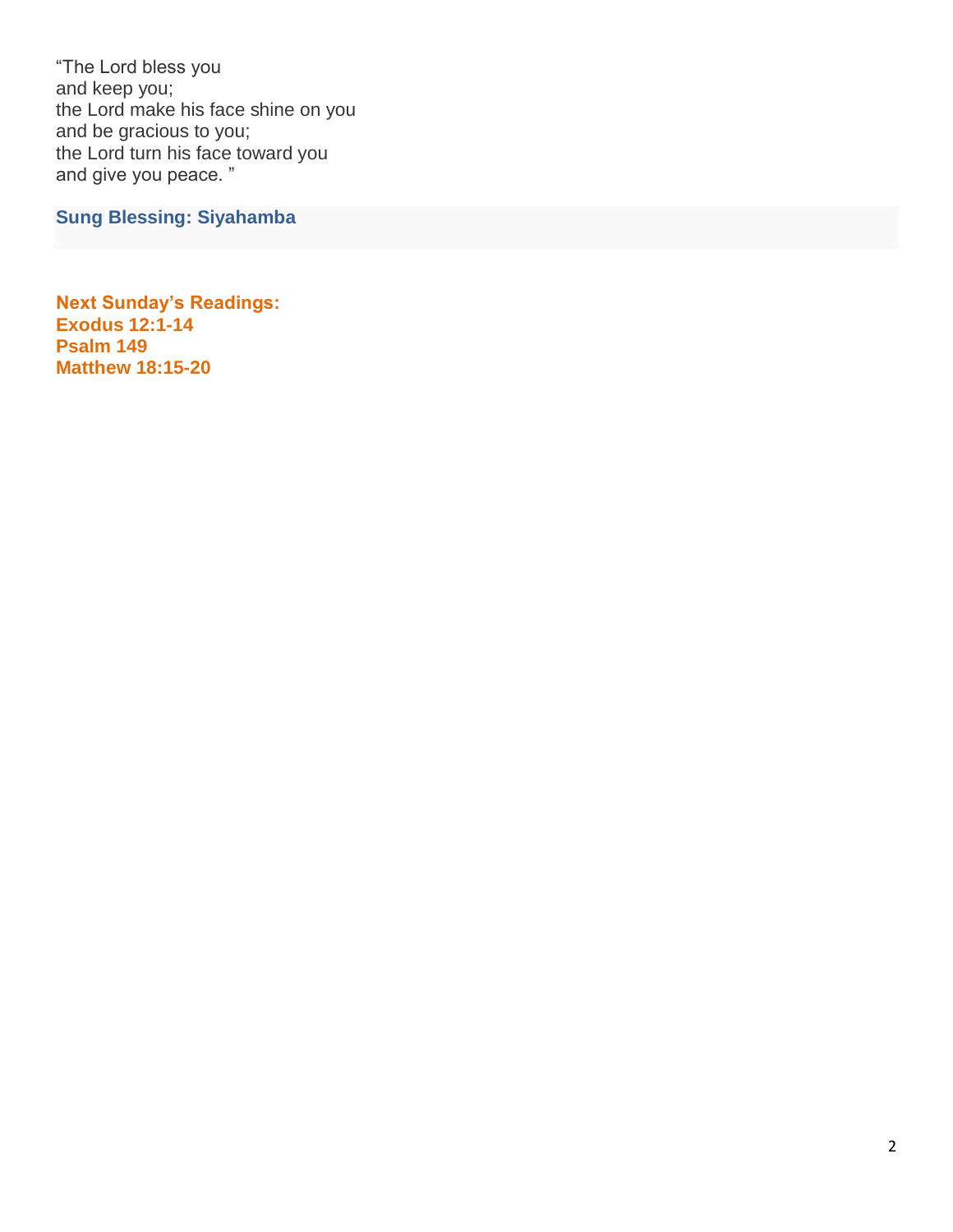"The Lord bless you
and keep you;
the Lord make his face shine on you
and be gracious to you;
the Lord turn his face toward you
and give you peace. "

**Sung Blessing: Siyahamba**

**Next Sunday's Readings:**
**Exodus 12:1-14**
**Psalm 149**
**Matthew 18:15-20**